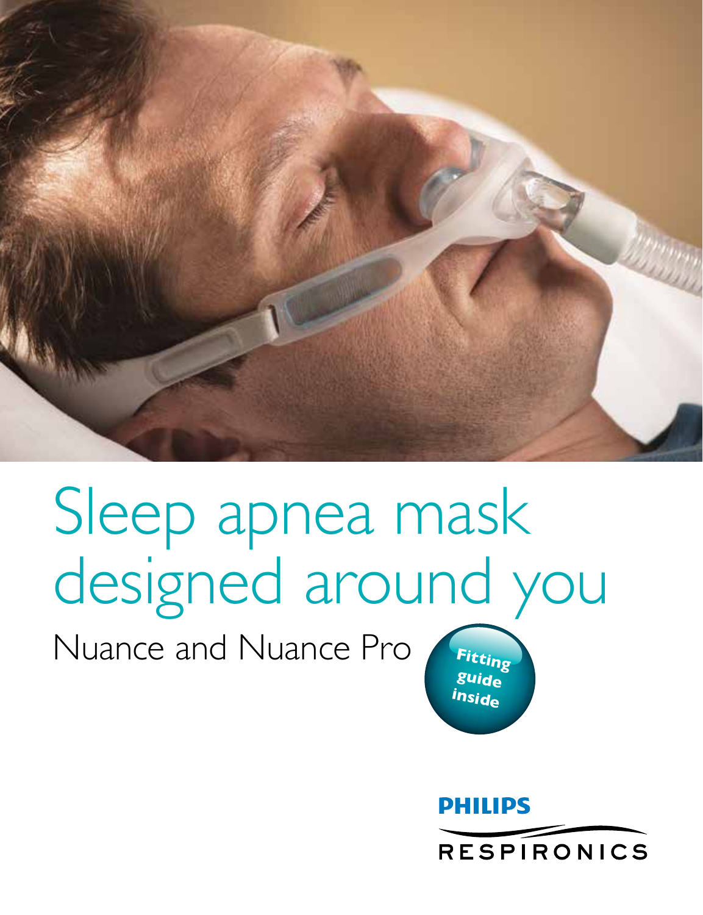# Sleep apnea mask designed around you

## Nuance and Nuance Pro

Fitting guide inside

PHILIPS

RESPIRONICS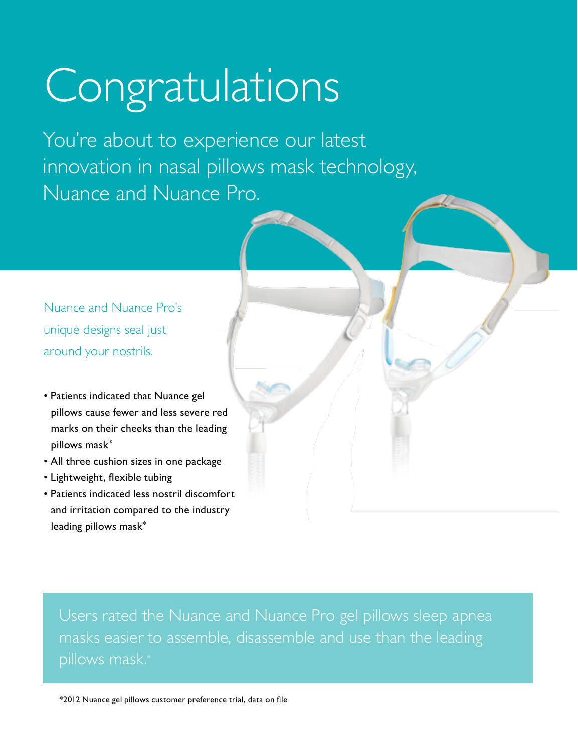# Congratulations

You're about to experience our latest innovation in nasal pillows mask technology, Nuance and Nuance Pro.

Nuance and Nuance Pro's unique designs seal just around your nostrils.

- Patients indicated that Nuance gel pillows cause fewer and less severe red marks on their cheeks than the leading pillows mask*
- All three cushion sizes in one package
- Lightweight, flexible tubing
- Patients indicated less nostril discomfort and irritation compared to the industry leading pillows mask*

Users rated the Nuance and Nuance Pro gel pillows sleep apnea masks easier to assemble, disassemble and use than the leading pillows mask.*

*2012 Nuance gel pillows customer preference trial, data on file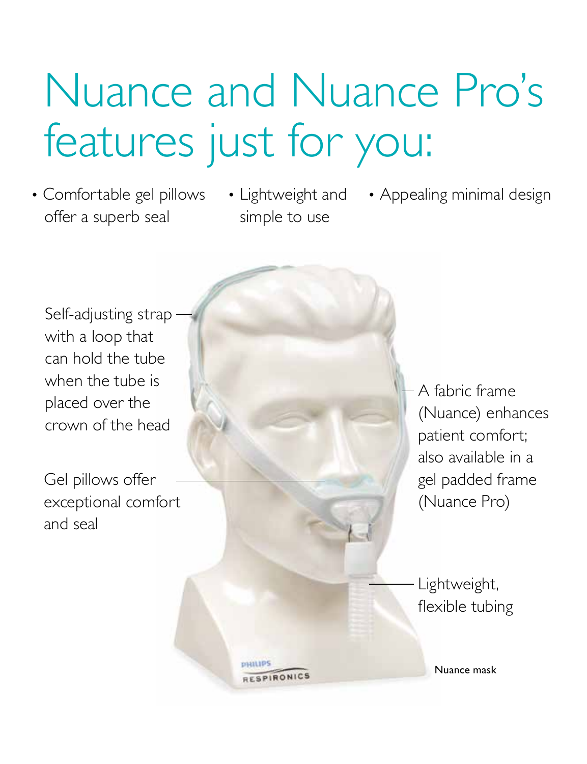# Nuance and Nuance Pro's features just for you:

- Comfortable gel pillows offer a superb seal
- Lightweight and simple to use
- Appealing minimal design

Self-adjusting strap with a loop that can hold the tube when the tube is placed over the crown of the head

Gel pillows offer exceptional comfort and seal

A fabric frame (Nuance) enhances patient comfort; also available in a gel padded frame (Nuance Pro)

Lightweight, flexible tubing

Nuance mask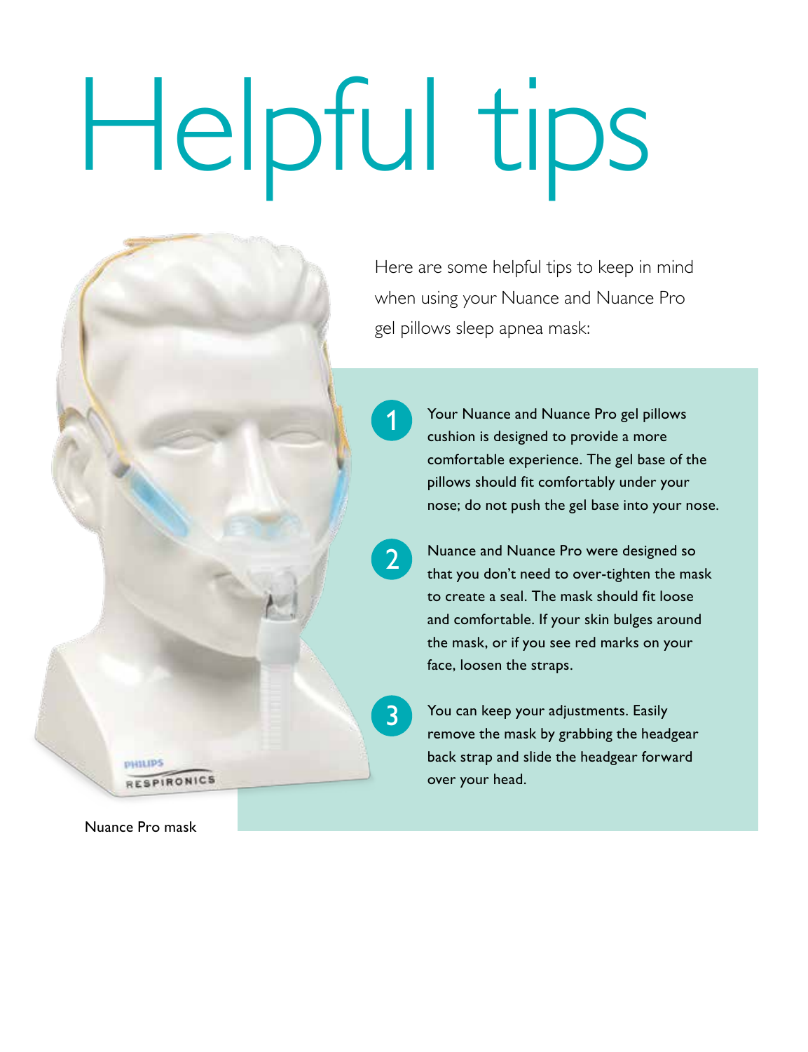# Helpful tips

Here are some helpful tips to keep in mind when using your Nuance and Nuance Pro gel pillows sleep apnea mask:

1. Your Nuance and Nuance Pro gel pillows cushion is designed to provide a more comfortable experience. The gel base of the pillows should fit comfortably under your nose; do not push the gel base into your nose.

2. Nuance and Nuance Pro were designed so that you don't need to over-tighten the mask to create a seal. The mask should fit loose and comfortable. If your skin bulges around the mask, or if you see red marks on your face, loosen the straps.

3. You can keep your adjustments. Easily remove the mask by grabbing the headgear back strap and slide the headgear forward over your head.

Nuance Pro mask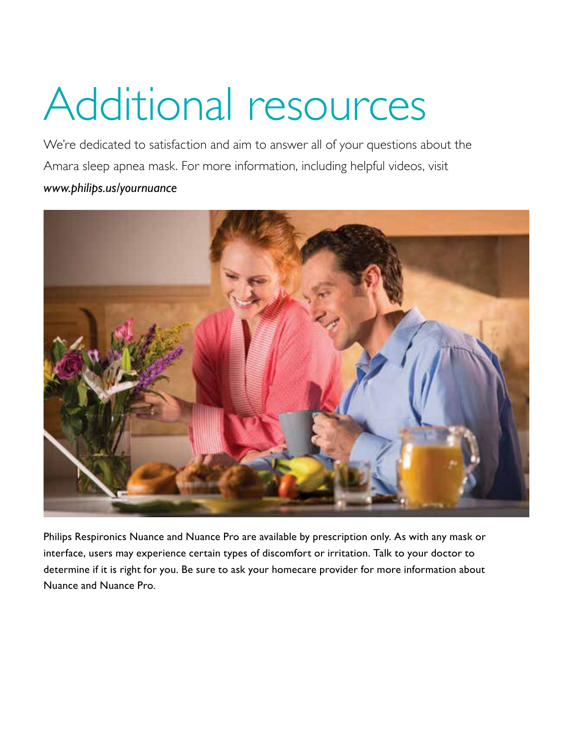# Additional resources

We're dedicated to satisfaction and aim to answer all of your questions about the Amara sleep apnea mask. For more information, including helpful videos, visit *www.philips.us/yournuance*

Philips Respironics Nuance and Nuance Pro are available by prescription only. As with any mask or interface, users may experience certain types of discomfort or irritation. Talk to your doctor to determine if it is right for you. Be sure to ask your homecare provider for more information about Nuance and Nuance Pro.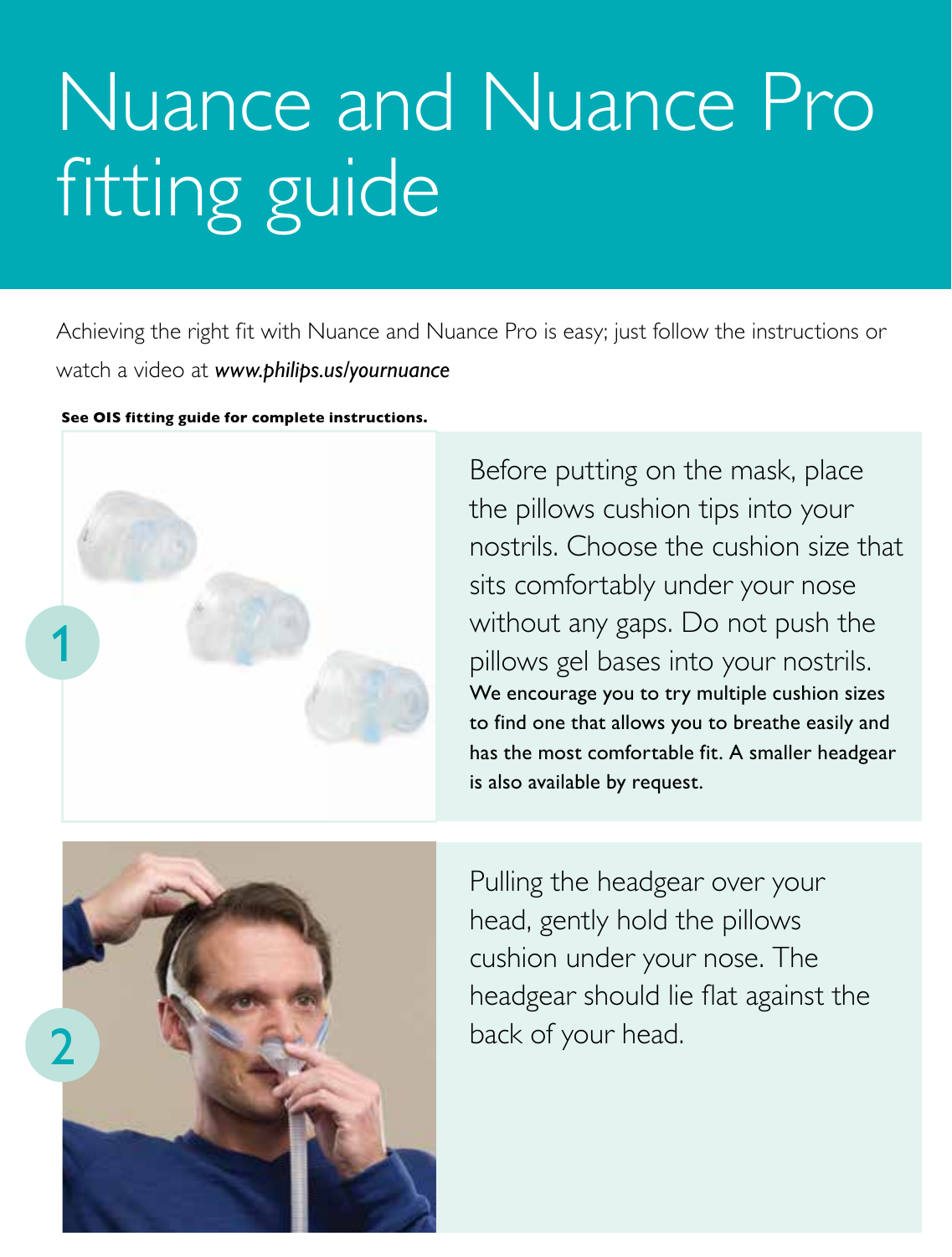# Nuance and Nuance Pro fitting guide

Achieving the right fit with Nuance and Nuance Pro is easy; just follow the instructions or watch a video at ***www.philips.us/yournuance***

**See OIS fitting guide for complete instructions.**

1

Before putting on the mask, place the pillows cushion tips into your nostrils. Choose the cushion size that sits comfortably under your nose without any gaps. Do not push the pillows gel bases into your nostrils. We encourage you to try multiple cushion sizes to find one that allows you to breathe easily and has the most comfortable fit. A smaller headgear is also available by request.

2

Pulling the headgear over your head, gently hold the pillows cushion under your nose. The headgear should lie flat against the back of your head.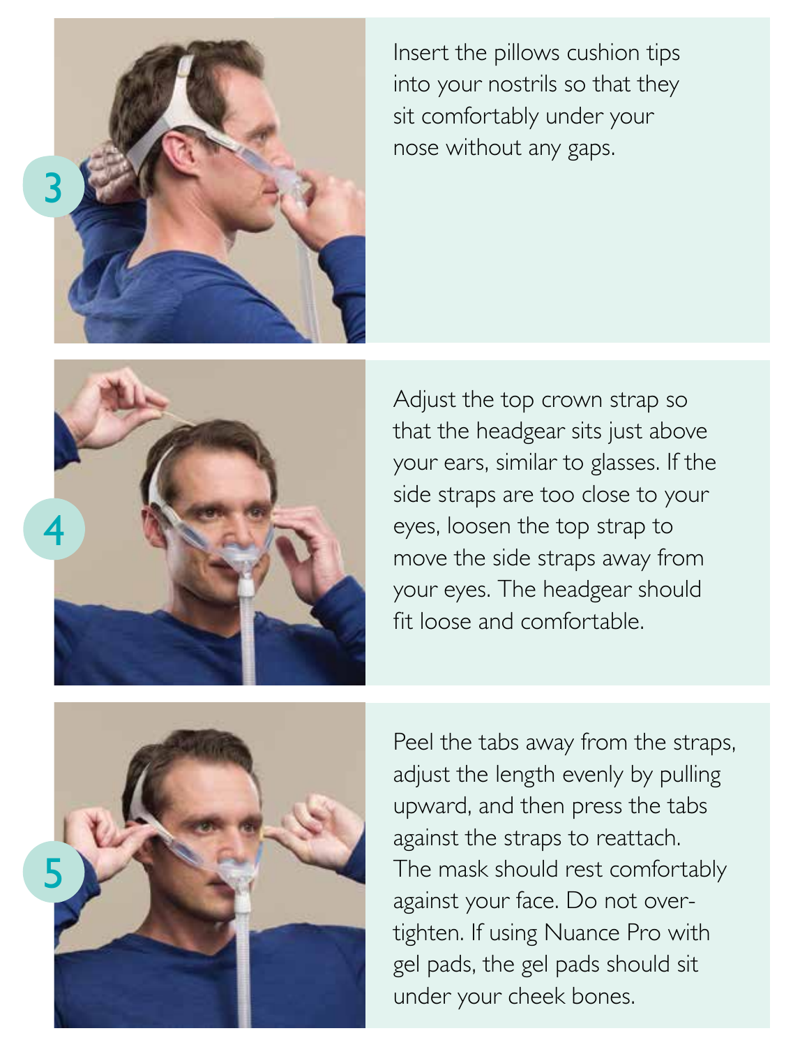3

Insert the pillows cushion tips into your nostrils so that they sit comfortably under your nose without any gaps.

4

Adjust the top crown strap so that the headgear sits just above your ears, similar to glasses. If the side straps are too close to your eyes, loosen the top strap to move the side straps away from your eyes. The headgear should fit loose and comfortable.

5

Peel the tabs away from the straps, adjust the length evenly by pulling upward, and then press the tabs against the straps to reattach. The mask should rest comfortably against your face. Do not over-tighten. If using Nuance Pro with gel pads, the gel pads should sit under your cheek bones.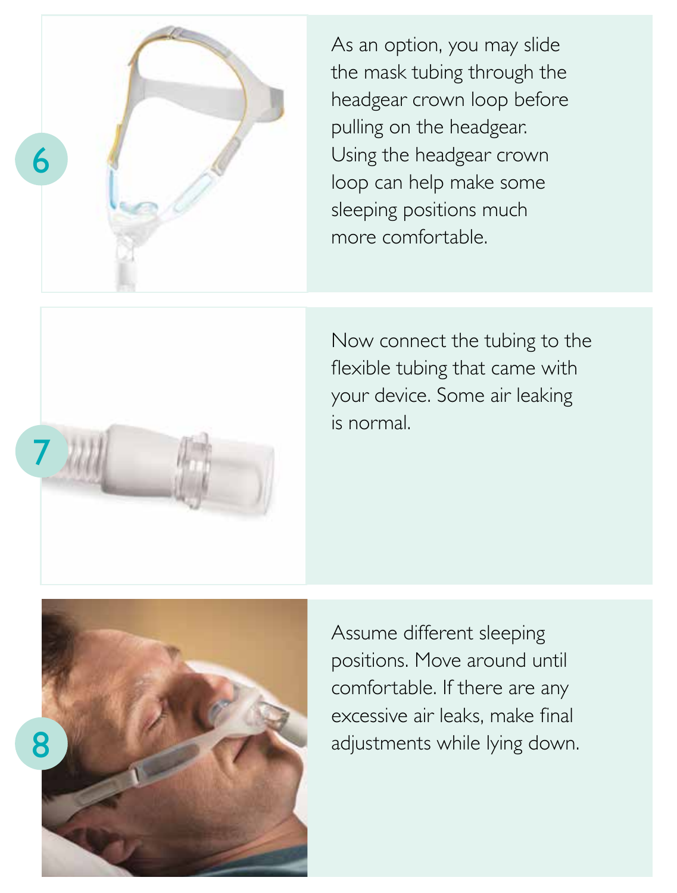6

As an option, you may slide the mask tubing through the headgear crown loop before pulling on the headgear. Using the headgear crown loop can help make some sleeping positions much more comfortable.

7

Now connect the tubing to the flexible tubing that came with your device. Some air leaking is normal.

8

Assume different sleeping positions. Move around until comfortable. If there are any excessive air leaks, make final adjustments while lying down.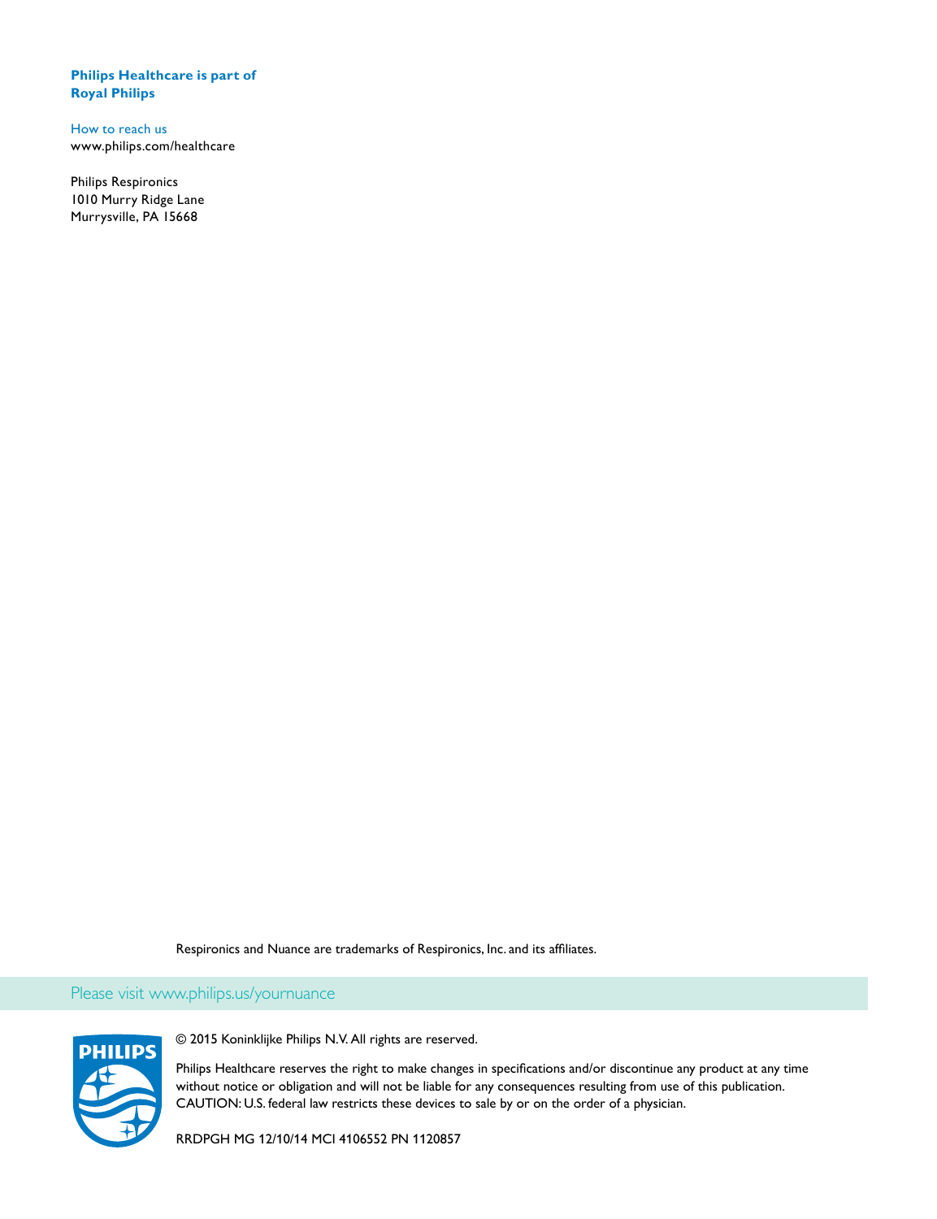**Philips Healthcare is part of Royal Philips**

How to reach us
www.philips.com/healthcare

Philips Respironics
1010 Murry Ridge Lane
Murrysville, PA 15668

Respironics and Nuance are trademarks of Respironics, Inc. and its affiliates.

Please visit www.philips.us/yournuance

PHILIPS

© 2015 Koninklijke Philips N.V. All rights are reserved.

Philips Healthcare reserves the right to make changes in specifications and/or discontinue any product at any time without notice or obligation and will not be liable for any consequences resulting from use of this publication.
CAUTION: U.S. federal law restricts these devices to sale by or on the order of a physician.

RRDPGH MG 12/10/14 MCI 4106552 PN 1120857